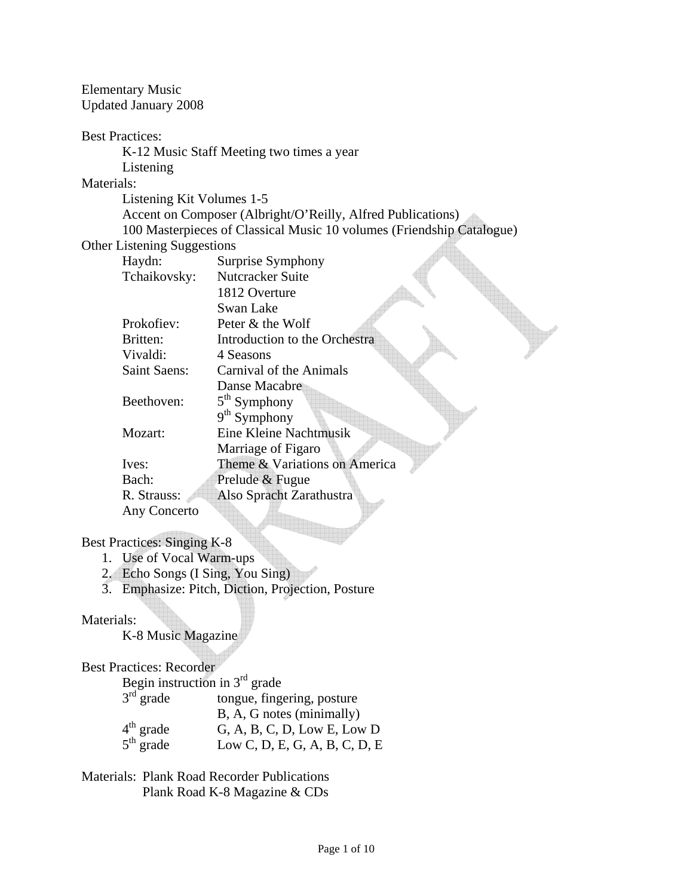Elementary Music
Updated January 2008

Best Practices:

- K-12 Music Staff Meeting two times a year
- Listening

Materials:

- Listening Kit Volumes 1-5
- Accent on Composer (Albright/O'Reilly, Alfred Publications)
- 100 Masterpieces of Classical Music 10 volumes (Friendship Catalogue)

Other Listening Suggestions

| Composer | Work |
|---|---|
| Haydn: | Surprise Symphony |
| Tchaikovsky: | Nutcracker Suite |
| | 1812 Overture |
| | Swan Lake |
| Prokofiev: | Peter & the Wolf |
| Britten: | Introduction to the Orchestra |
| Vivaldi: | 4 Seasons |
| Saint Saens: | Carnival of the Animals |
| | Danse Macabre |
| Beethoven: | 5th Symphony |
| | 9th Symphony |
| Mozart: | Eine Kleine Nachtmusik |
| | Marriage of Figaro |
| Ives: | Theme & Variations on America |
| Bach: | Prelude & Fugue |
| R. Strauss: | Also Spracht Zarathustra |
| Any Concerto | |

Best Practices: Singing K-8

1. Use of Vocal Warm-ups
2. Echo Songs (I Sing, You Sing)
3. Emphasize: Pitch, Diction, Projection, Posture

Materials:

- K-8 Music Magazine

Best Practices: Recorder

Begin instruction in 3rd grade

| Grade | Content |
|---|---|
| 3rd grade | tongue, fingering, posture |
| | B, A, G notes (minimally) |
| 4th grade | G, A, B, C, D, Low E, Low D |
| 5th grade | Low C, D, E, G, A, B, C, D, E |

Materials: Plank Road Recorder Publications
Plank Road K-8 Magazine & CDs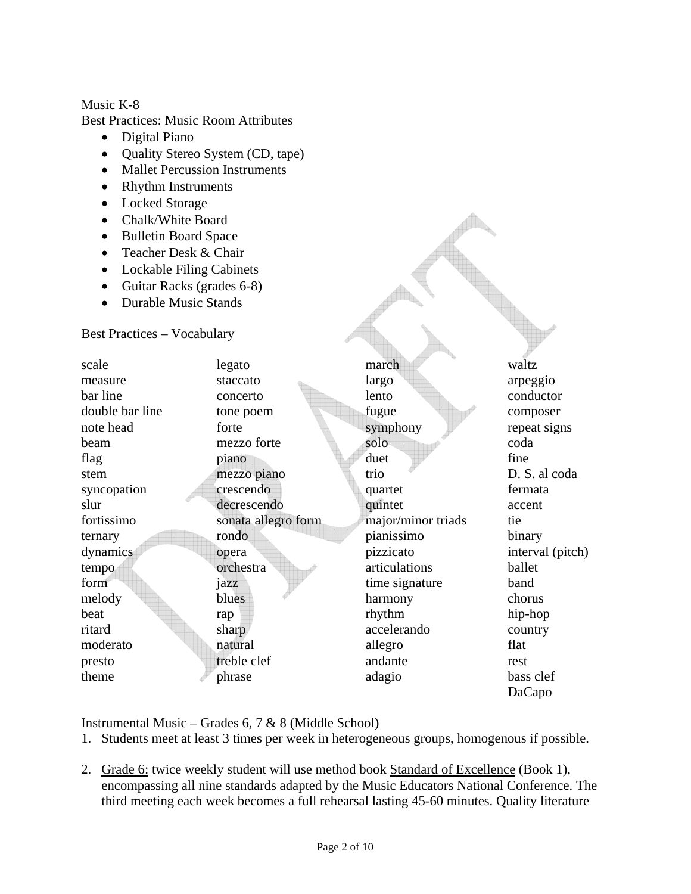Music K-8

Best Practices: Music Room Attributes

- Digital Piano
- Quality Stereo System (CD, tape)
- Mallet Percussion Instruments
- Rhythm Instruments
- Locked Storage
- Chalk/White Board
- Bulletin Board Space
- Teacher Desk & Chair
- Lockable Filing Cabinets
- Guitar Racks (grades 6-8)
- Durable Music Stands

Best Practices – Vocabulary

| | | | |
|---|---|---|---|
| scale | legato | march | waltz |
| measure | staccato | largo | arpeggio |
| bar line | concerto | lento | conductor |
| double bar line | tone poem | fugue | composer |
| note head | forte | symphony | repeat signs |
| beam | mezzo forte | solo | coda |
| flag | piano | duet | fine |
| stem | mezzo piano | trio | D. S. al coda |
| syncopation | crescendo | quartet | fermata |
| slur | decrescendo | quintet | accent |
| fortissimo | sonata allegro form | major/minor triads | tie |
| ternary | rondo | pianissimo | binary |
| dynamics | opera | pizzicato | interval (pitch) |
| tempo | orchestra | articulations | ballet |
| form | jazz | time signature | band |
| melody | blues | harmony | chorus |
| beat | rap | rhythm | hip-hop |
| ritard | sharp | accelerando | country |
| moderato | natural | allegro | flat |
| presto | treble clef | andante | rest |
| theme | phrase | adagio | bass clef |
| | | | DaCapo |

Instrumental Music – Grades 6, 7 & 8 (Middle School)

1. Students meet at least 3 times per week in heterogeneous groups, homogenous if possible.

2. Grade 6: twice weekly student will use method book Standard of Excellence (Book 1), encompassing all nine standards adapted by the Music Educators National Conference. The third meeting each week becomes a full rehearsal lasting 45-60 minutes. Quality literature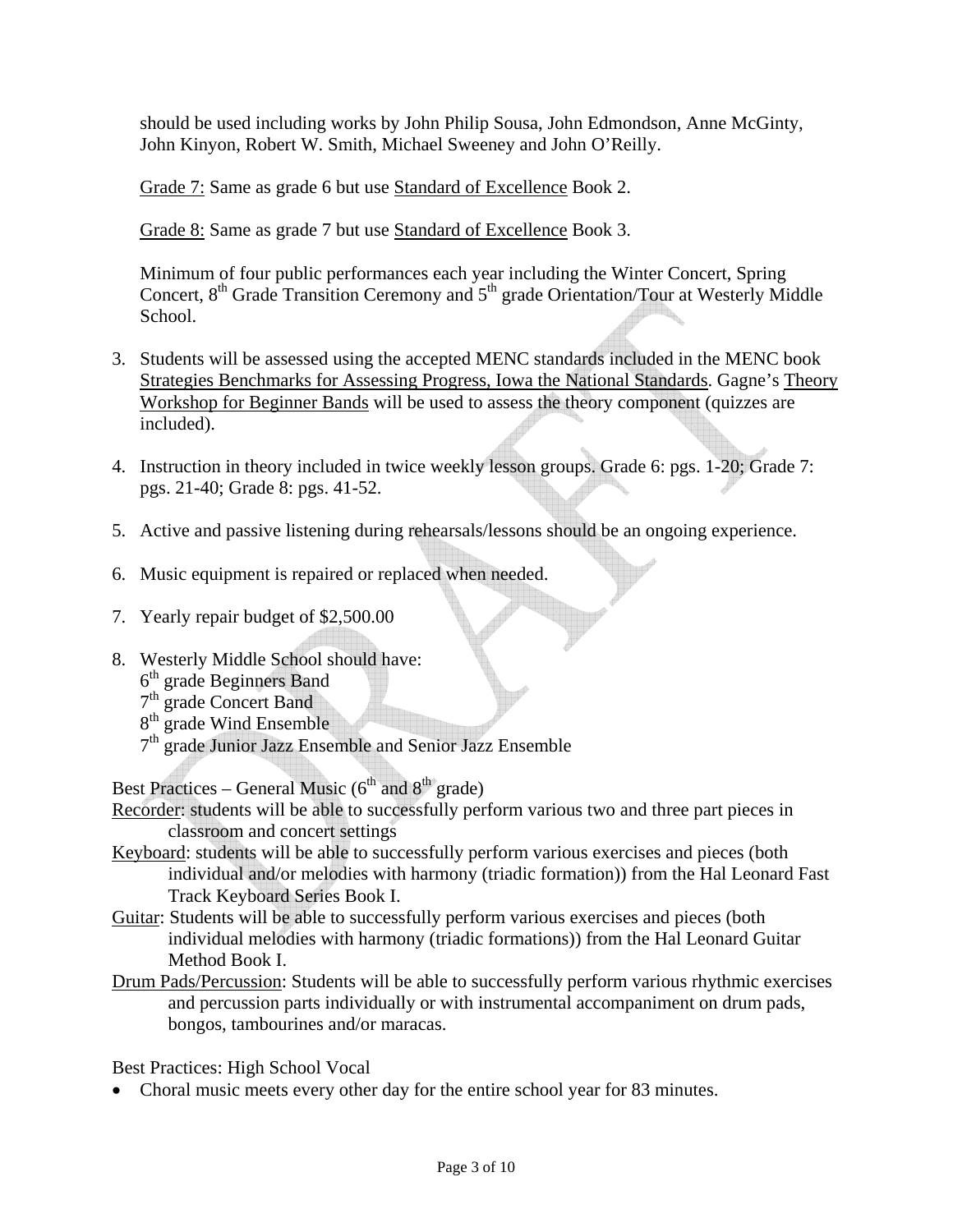should be used including works by John Philip Sousa, John Edmondson, Anne McGinty, John Kinyon, Robert W. Smith, Michael Sweeney and John O'Reilly.

Grade 7: Same as grade 6 but use Standard of Excellence Book 2.

Grade 8: Same as grade 7 but use Standard of Excellence Book 3.

Minimum of four public performances each year including the Winter Concert, Spring Concert, 8th Grade Transition Ceremony and 5th grade Orientation/Tour at Westerly Middle School.

3. Students will be assessed using the accepted MENC standards included in the MENC book Strategies Benchmarks for Assessing Progress, Iowa the National Standards. Gagne's Theory Workshop for Beginner Bands will be used to assess the theory component (quizzes are included).

4. Instruction in theory included in twice weekly lesson groups. Grade 6: pgs. 1-20; Grade 7: pgs. 21-40; Grade 8: pgs. 41-52.

5. Active and passive listening during rehearsals/lessons should be an ongoing experience.

6. Music equipment is repaired or replaced when needed.

7. Yearly repair budget of $2,500.00

8. Westerly Middle School should have:
   6th grade Beginners Band
   7th grade Concert Band
   8th grade Wind Ensemble
   7th grade Junior Jazz Ensemble and Senior Jazz Ensemble

Best Practices – General Music (6th and 8th grade)

Recorder: students will be able to successfully perform various two and three part pieces in classroom and concert settings

Keyboard: students will be able to successfully perform various exercises and pieces (both individual and/or melodies with harmony (triadic formation)) from the Hal Leonard Fast Track Keyboard Series Book I.

Guitar: Students will be able to successfully perform various exercises and pieces (both individual melodies with harmony (triadic formations)) from the Hal Leonard Guitar Method Book I.

Drum Pads/Percussion: Students will be able to successfully perform various rhythmic exercises and percussion parts individually or with instrumental accompaniment on drum pads, bongos, tambourines and/or maracas.

Best Practices: High School Vocal

- Choral music meets every other day for the entire school year for 83 minutes.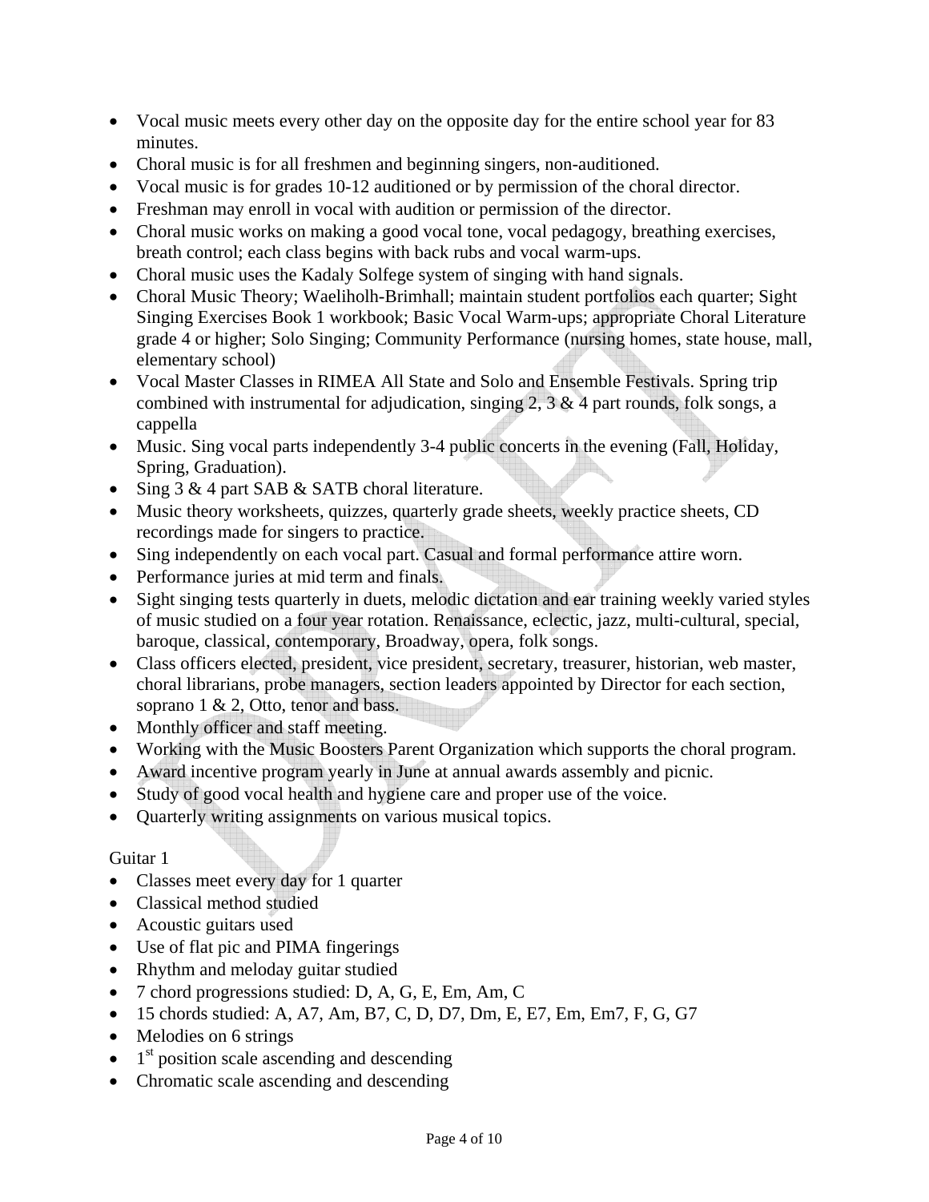- Vocal music meets every other day on the opposite day for the entire school year for 83 minutes.
- Choral music is for all freshmen and beginning singers, non-auditioned.
- Vocal music is for grades 10-12 auditioned or by permission of the choral director.
- Freshman may enroll in vocal with audition or permission of the director.
- Choral music works on making a good vocal tone, vocal pedagogy, breathing exercises, breath control; each class begins with back rubs and vocal warm-ups.
- Choral music uses the Kadaly Solfege system of singing with hand signals.
- Choral Music Theory; Waeliholh-Brimhall; maintain student portfolios each quarter; Sight Singing Exercises Book 1 workbook; Basic Vocal Warm-ups; appropriate Choral Literature grade 4 or higher; Solo Singing; Community Performance (nursing homes, state house, mall, elementary school)
- Vocal Master Classes in RIMEA All State and Solo and Ensemble Festivals. Spring trip combined with instrumental for adjudication, singing 2, 3 & 4 part rounds, folk songs, a cappella
- Music. Sing vocal parts independently 3-4 public concerts in the evening (Fall, Holiday, Spring, Graduation).
- Sing 3 & 4 part SAB & SATB choral literature.
- Music theory worksheets, quizzes, quarterly grade sheets, weekly practice sheets, CD recordings made for singers to practice.
- Sing independently on each vocal part. Casual and formal performance attire worn.
- Performance juries at mid term and finals.
- Sight singing tests quarterly in duets, melodic dictation and ear training weekly varied styles of music studied on a four year rotation. Renaissance, eclectic, jazz, multi-cultural, special, baroque, classical, contemporary, Broadway, opera, folk songs.
- Class officers elected, president, vice president, secretary, treasurer, historian, web master, choral librarians, probe managers, section leaders appointed by Director for each section, soprano 1 & 2, Otto, tenor and bass.
- Monthly officer and staff meeting.
- Working with the Music Boosters Parent Organization which supports the choral program.
- Award incentive program yearly in June at annual awards assembly and picnic.
- Study of good vocal health and hygiene care and proper use of the voice.
- Quarterly writing assignments on various musical topics.

Guitar 1

- Classes meet every day for 1 quarter
- Classical method studied
- Acoustic guitars used
- Use of flat pic and PIMA fingerings
- Rhythm and meloday guitar studied
- 7 chord progressions studied: D, A, G, E, Em, Am, C
- 15 chords studied: A, A7, Am, B7, C, D, D7, Dm, E, E7, Em, Em7, F, G, G7
- Melodies on 6 strings
- 1st position scale ascending and descending
- Chromatic scale ascending and descending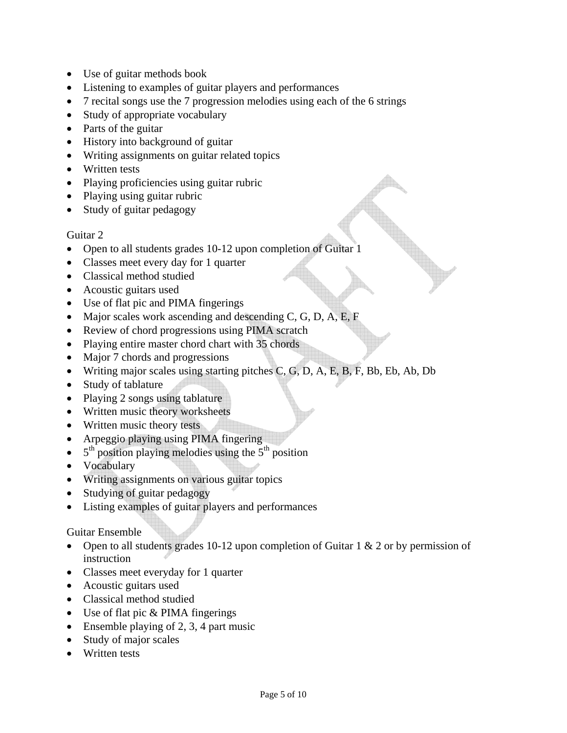- Use of guitar methods book
- Listening to examples of guitar players and performances
- 7 recital songs use the 7 progression melodies using each of the 6 strings
- Study of appropriate vocabulary
- Parts of the guitar
- History into background of guitar
- Writing assignments on guitar related topics
- Written tests
- Playing proficiencies using guitar rubric
- Playing using guitar rubric
- Study of guitar pedagogy

Guitar 2

- Open to all students grades 10-12 upon completion of Guitar 1
- Classes meet every day for 1 quarter
- Classical method studied
- Acoustic guitars used
- Use of flat pic and PIMA fingerings
- Major scales work ascending and descending C, G, D, A, E, F
- Review of chord progressions using PIMA scratch
- Playing entire master chord chart with 35 chords
- Major 7 chords and progressions
- Writing major scales using starting pitches C, G, D, A, E, B, F, Bb, Eb, Ab, Db
- Study of tablature
- Playing 2 songs using tablature
- Written music theory worksheets
- Written music theory tests
- Arpeggio playing using PIMA fingering
- 5th position playing melodies using the 5th position
- Vocabulary
- Writing assignments on various guitar topics
- Studying of guitar pedagogy
- Listing examples of guitar players and performances

Guitar Ensemble

- Open to all students grades 10-12 upon completion of Guitar 1 & 2 or by permission of instruction
- Classes meet everyday for 1 quarter
- Acoustic guitars used
- Classical method studied
- Use of flat pic & PIMA fingerings
- Ensemble playing of 2, 3, 4 part music
- Study of major scales
- Written tests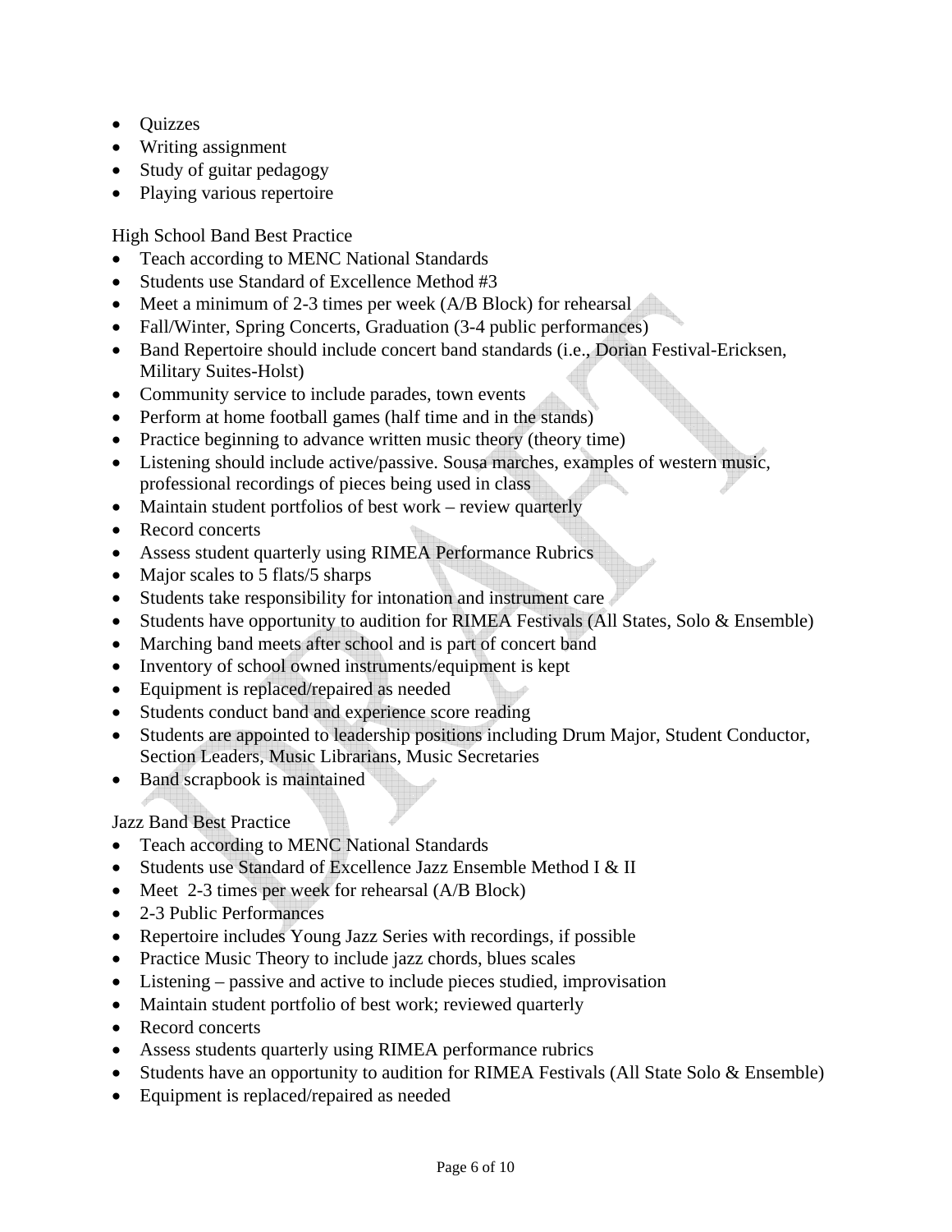- Quizzes
- Writing assignment
- Study of guitar pedagogy
- Playing various repertoire

High School Band Best Practice

- Teach according to MENC National Standards
- Students use Standard of Excellence Method #3
- Meet a minimum of 2-3 times per week (A/B Block) for rehearsal
- Fall/Winter, Spring Concerts, Graduation (3-4 public performances)
- Band Repertoire should include concert band standards (i.e., Dorian Festival-Ericksen, Military Suites-Holst)
- Community service to include parades, town events
- Perform at home football games (half time and in the stands)
- Practice beginning to advance written music theory (theory time)
- Listening should include active/passive. Sousa marches, examples of western music, professional recordings of pieces being used in class
- Maintain student portfolios of best work – review quarterly
- Record concerts
- Assess student quarterly using RIMEA Performance Rubrics
- Major scales to 5 flats/5 sharps
- Students take responsibility for intonation and instrument care
- Students have opportunity to audition for RIMEA Festivals (All States, Solo & Ensemble)
- Marching band meets after school and is part of concert band
- Inventory of school owned instruments/equipment is kept
- Equipment is replaced/repaired as needed
- Students conduct band and experience score reading
- Students are appointed to leadership positions including Drum Major, Student Conductor, Section Leaders, Music Librarians, Music Secretaries
- Band scrapbook is maintained

Jazz Band Best Practice

- Teach according to MENC National Standards
- Students use Standard of Excellence Jazz Ensemble Method I & II
- Meet 2-3 times per week for rehearsal (A/B Block)
- 2-3 Public Performances
- Repertoire includes Young Jazz Series with recordings, if possible
- Practice Music Theory to include jazz chords, blues scales
- Listening – passive and active to include pieces studied, improvisation
- Maintain student portfolio of best work; reviewed quarterly
- Record concerts
- Assess students quarterly using RIMEA performance rubrics
- Students have an opportunity to audition for RIMEA Festivals (All State Solo & Ensemble)
- Equipment is replaced/repaired as needed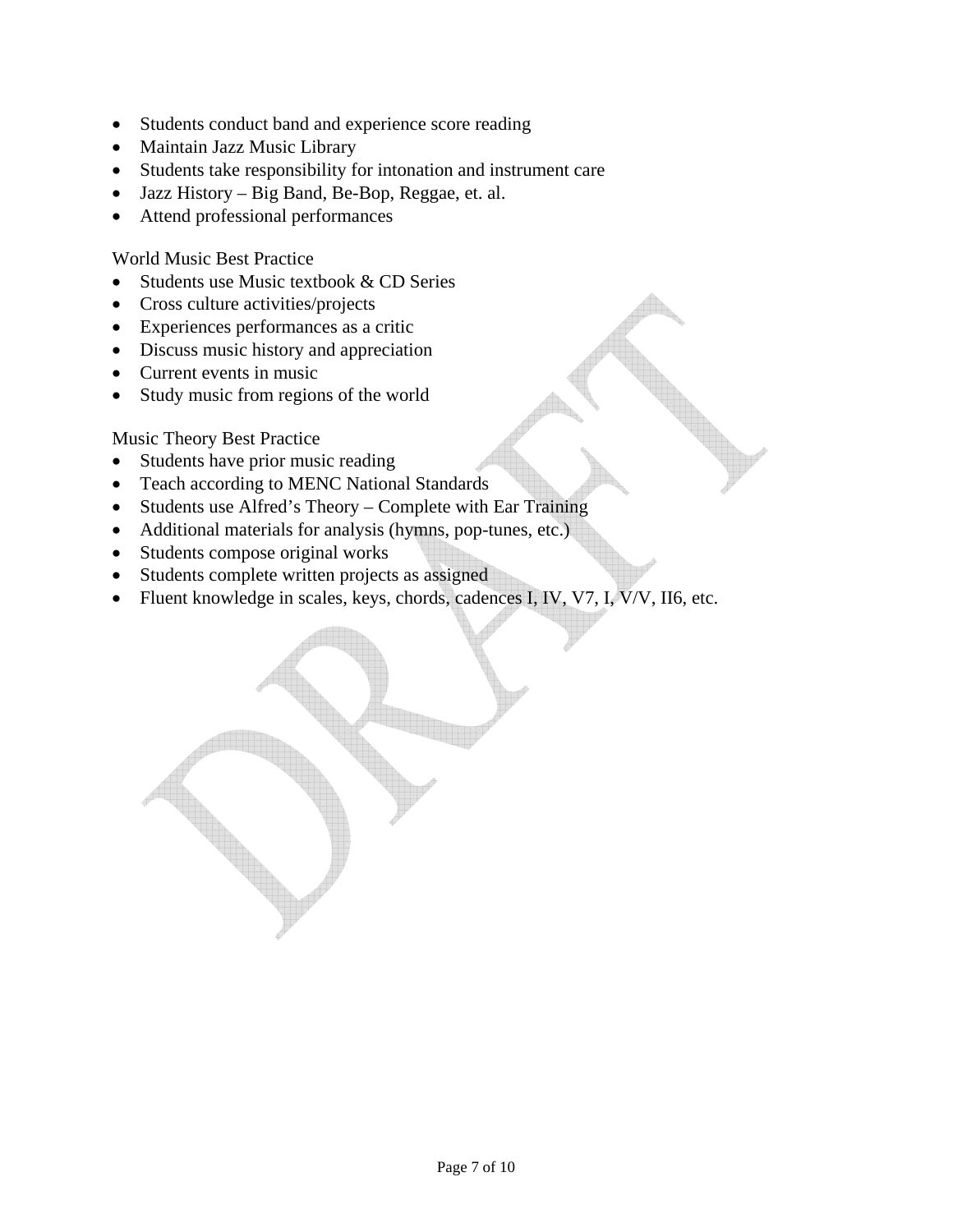- Students conduct band and experience score reading
- Maintain Jazz Music Library
- Students take responsibility for intonation and instrument care
- Jazz History – Big Band, Be-Bop, Reggae, et. al.
- Attend professional performances

World Music Best Practice

- Students use Music textbook & CD Series
- Cross culture activities/projects
- Experiences performances as a critic
- Discuss music history and appreciation
- Current events in music
- Study music from regions of the world

Music Theory Best Practice

- Students have prior music reading
- Teach according to MENC National Standards
- Students use Alfred's Theory – Complete with Ear Training
- Additional materials for analysis (hymns, pop-tunes, etc.)
- Students compose original works
- Students complete written projects as assigned
- Fluent knowledge in scales, keys, chords, cadences I, IV, V7, I, V/V, II6, etc.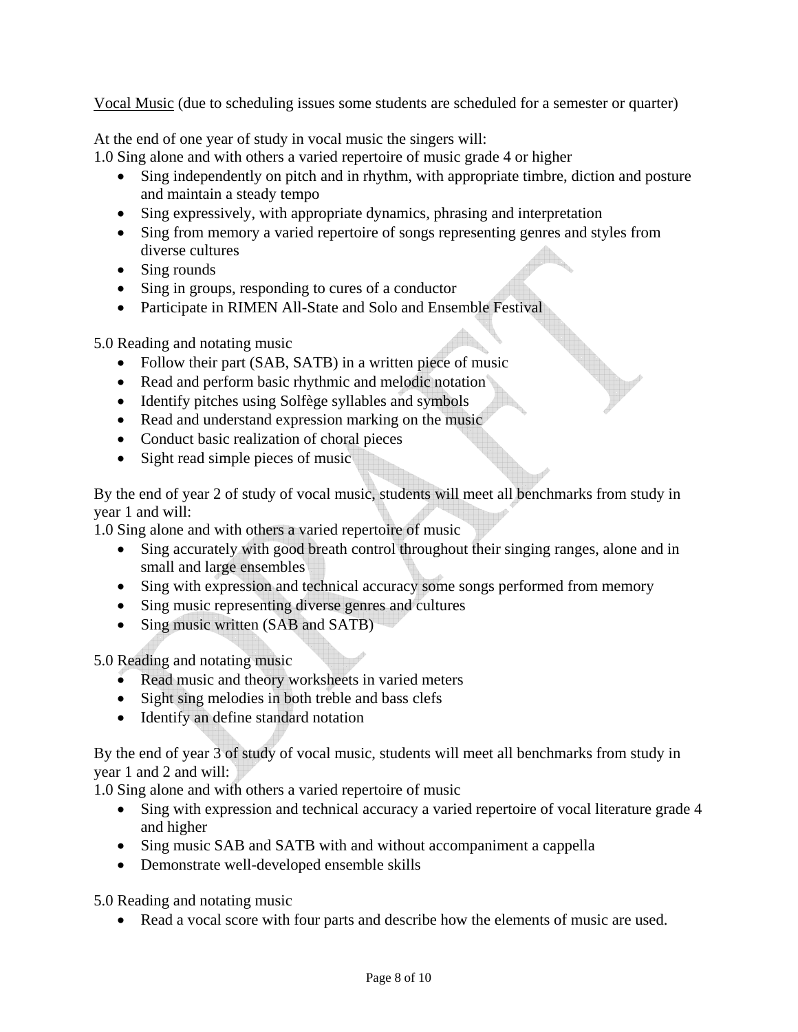Vocal Music (due to scheduling issues some students are scheduled for a semester or quarter)

At the end of one year of study in vocal music the singers will:

1.0 Sing alone and with others a varied repertoire of music grade 4 or higher

- Sing independently on pitch and in rhythm, with appropriate timbre, diction and posture and maintain a steady tempo
- Sing expressively, with appropriate dynamics, phrasing and interpretation
- Sing from memory a varied repertoire of songs representing genres and styles from diverse cultures
- Sing rounds
- Sing in groups, responding to cures of a conductor
- Participate in RIMEN All-State and Solo and Ensemble Festival

5.0 Reading and notating music

- Follow their part (SAB, SATB) in a written piece of music
- Read and perform basic rhythmic and melodic notation
- Identify pitches using Solfège syllables and symbols
- Read and understand expression marking on the music
- Conduct basic realization of choral pieces
- Sight read simple pieces of music

By the end of year 2 of study of vocal music, students will meet all benchmarks from study in year 1 and will:

1.0 Sing alone and with others a varied repertoire of music

- Sing accurately with good breath control throughout their singing ranges, alone and in small and large ensembles
- Sing with expression and technical accuracy some songs performed from memory
- Sing music representing diverse genres and cultures
- Sing music written (SAB and SATB)

5.0 Reading and notating music

- Read music and theory worksheets in varied meters
- Sight sing melodies in both treble and bass clefs
- Identify an define standard notation

By the end of year 3 of study of vocal music, students will meet all benchmarks from study in year 1 and 2 and will:

1.0 Sing alone and with others a varied repertoire of music

- Sing with expression and technical accuracy a varied repertoire of vocal literature grade 4 and higher
- Sing music SAB and SATB with and without accompaniment a cappella
- Demonstrate well-developed ensemble skills

5.0 Reading and notating music

- Read a vocal score with four parts and describe how the elements of music are used.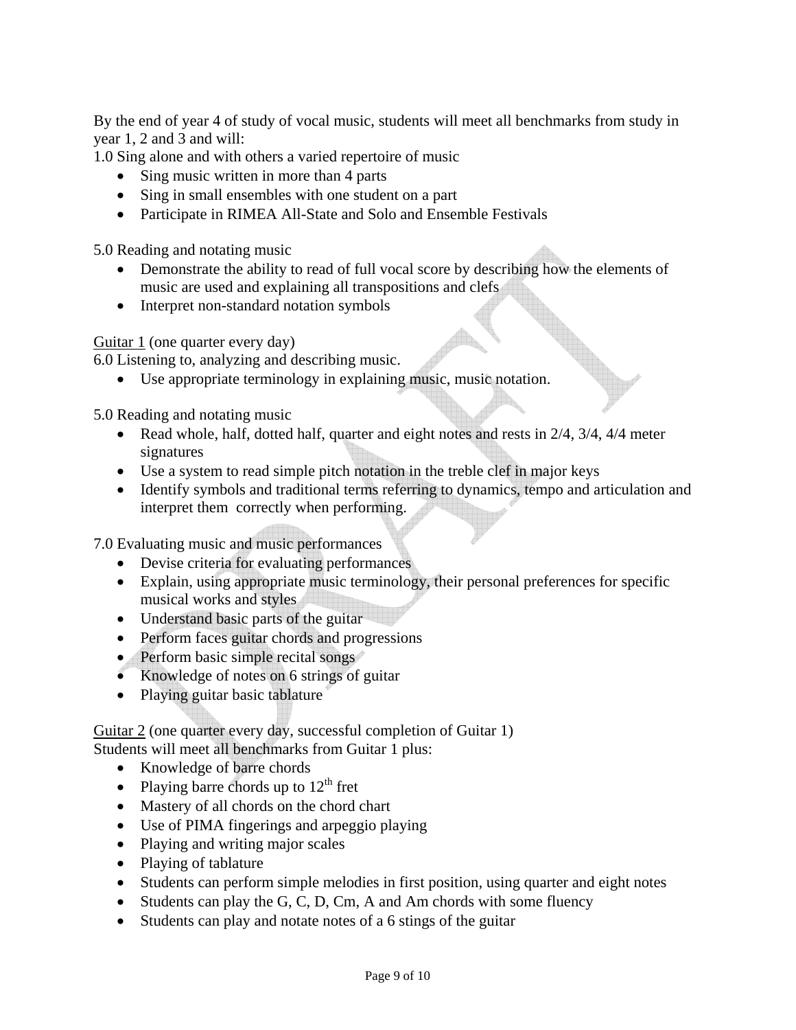By the end of year 4 of study of vocal music, students will meet all benchmarks from study in year 1, 2 and 3 and will:

1.0 Sing alone and with others a varied repertoire of music

- Sing music written in more than 4 parts
- Sing in small ensembles with one student on a part
- Participate in RIMEA All-State and Solo and Ensemble Festivals

5.0 Reading and notating music

- Demonstrate the ability to read of full vocal score by describing how the elements of music are used and explaining all transpositions and clefs
- Interpret non-standard notation symbols

<u>Guitar 1</u> (one quarter every day)

6.0 Listening to, analyzing and describing music.

- Use appropriate terminology in explaining music, music notation.

5.0 Reading and notating music

- Read whole, half, dotted half, quarter and eight notes and rests in 2/4, 3/4, 4/4 meter signatures
- Use a system to read simple pitch notation in the treble clef in major keys
- Identify symbols and traditional terms referring to dynamics, tempo and articulation and interpret them correctly when performing.

7.0 Evaluating music and music performances

- Devise criteria for evaluating performances
- Explain, using appropriate music terminology, their personal preferences for specific musical works and styles
- Understand basic parts of the guitar
- Perform faces guitar chords and progressions
- Perform basic simple recital songs
- Knowledge of notes on 6 strings of guitar
- Playing guitar basic tablature

<u>Guitar 2</u> (one quarter every day, successful completion of Guitar 1)

Students will meet all benchmarks from Guitar 1 plus:

- Knowledge of barre chords
- Playing barre chords up to 12th fret
- Mastery of all chords on the chord chart
- Use of PIMA fingerings and arpeggio playing
- Playing and writing major scales
- Playing of tablature
- Students can perform simple melodies in first position, using quarter and eight notes
- Students can play the G, C, D, Cm, A and Am chords with some fluency
- Students can play and notate notes of a 6 stings of the guitar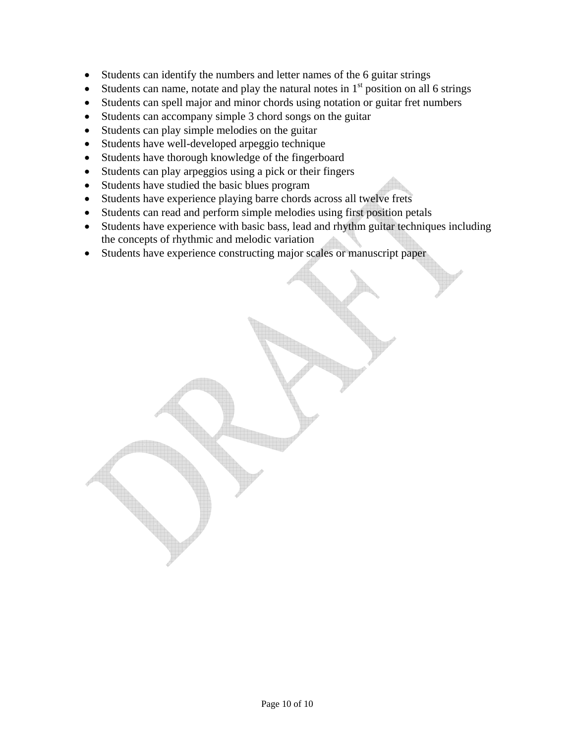- Students can identify the numbers and letter names of the 6 guitar strings
- Students can name, notate and play the natural notes in 1st position on all 6 strings
- Students can spell major and minor chords using notation or guitar fret numbers
- Students can accompany simple 3 chord songs on the guitar
- Students can play simple melodies on the guitar
- Students have well-developed arpeggio technique
- Students have thorough knowledge of the fingerboard
- Students can play arpeggios using a pick or their fingers
- Students have studied the basic blues program
- Students have experience playing barre chords across all twelve frets
- Students can read and perform simple melodies using first position petals
- Students have experience with basic bass, lead and rhythm guitar techniques including the concepts of rhythmic and melodic variation
- Students have experience constructing major scales or manuscript paper